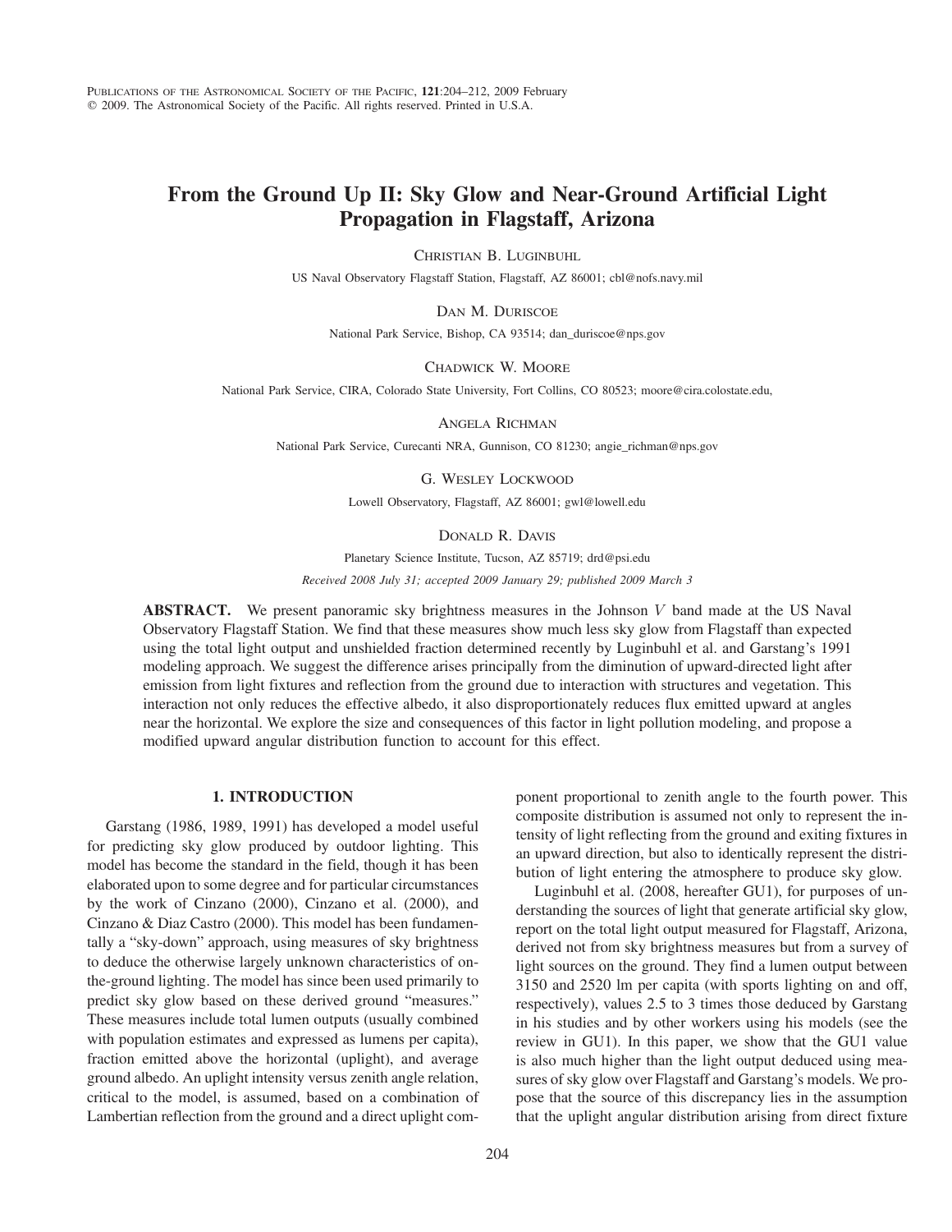# From the Ground Up II: Sky Glow and Near-Ground Artificial Light Propagation in Flagstaff, Arizona

CHRISTIAN B. LUGINBUHL

US Naval Observatory Flagstaff Station, Flagstaff, AZ 86001; cbl@nofs.navy.mil

DAN M. DURISCOE

National Park Service, Bishop, CA 93514; dan_duriscoe@nps.gov

CHADWICK W. MOORE

National Park Service, CIRA, Colorado State University, Fort Collins, CO 80523; moore@cira.colostate.edu,

ANGELA RICHMAN

National Park Service, Curecanti NRA, Gunnison, CO 81230; angie_richman@nps.gov

G. WESLEY LOCKWOOD

Lowell Observatory, Flagstaff, AZ 86001; gwl@lowell.edu

DONALD R. DAVIS

Planetary Science Institute, Tucson, AZ 85719; drd@psi.edu

*Received 2008 July 31; accepted 2009 January 29; published 2009 March 3*

**ABSTRACT.** We present panoramic sky brightness measures in the Johnson $V$ band made at the US Naval Observatory Flagstaff Station. We find that these measures show much less sky glow from Flagstaff than expected using the total light output and unshielded fraction determined recently by Luginbuhl et al. and Garstang's 1991 modeling approach. We suggest the difference arises principally from the diminution of upward-directed light after emission from light fixtures and reflection from the ground due to interaction with structures and vegetation. This interaction not only reduces the effective albedo, it also disproportionately reduces flux emitted upward at angles near the horizontal. We explore the size and consequences of this factor in light pollution modeling, and propose a modified upward angular distribution function to account for this effect.

## 1. INTRODUCTION

Garstang (1986, 1989, 1991) has developed a model useful for predicting sky glow produced by outdoor lighting. This model has become the standard in the field, though it has been elaborated upon to some degree and for particular circumstances by the work of Cinzano (2000), Cinzano et al. (2000), and Cinzano & Diaz Castro (2000). This model has been fundamentally a "sky-down" approach, using measures of sky brightness to deduce the otherwise largely unknown characteristics of on-the-ground lighting. The model has since been used primarily to predict sky glow based on these derived ground "measures." These measures include total lumen outputs (usually combined with population estimates and expressed as lumens per capita), fraction emitted above the horizontal (uplight), and average ground albedo. An uplight intensity versus zenith angle relation, critical to the model, is assumed, based on a combination of Lambertian reflection from the ground and a direct uplight component proportional to zenith angle to the fourth power. This composite distribution is assumed not only to represent the intensity of light reflecting from the ground and exiting fixtures in an upward direction, but also to identically represent the distribution of light entering the atmosphere to produce sky glow.

Luginbuhl et al. (2008, hereafter GU1), for purposes of understanding the sources of light that generate artificial sky glow, report on the total light output measured for Flagstaff, Arizona, derived not from sky brightness measures but from a survey of light sources on the ground. They find a lumen output between 3150 and 2520 lm per capita (with sports lighting on and off, respectively), values 2.5 to 3 times those deduced by Garstang in his studies and by other workers using his models (see the review in GU1). In this paper, we show that the GU1 value is also much higher than the light output deduced using measures of sky glow over Flagstaff and Garstang's models. We propose that the source of this discrepancy lies in the assumption that the uplight angular distribution arising from direct fixture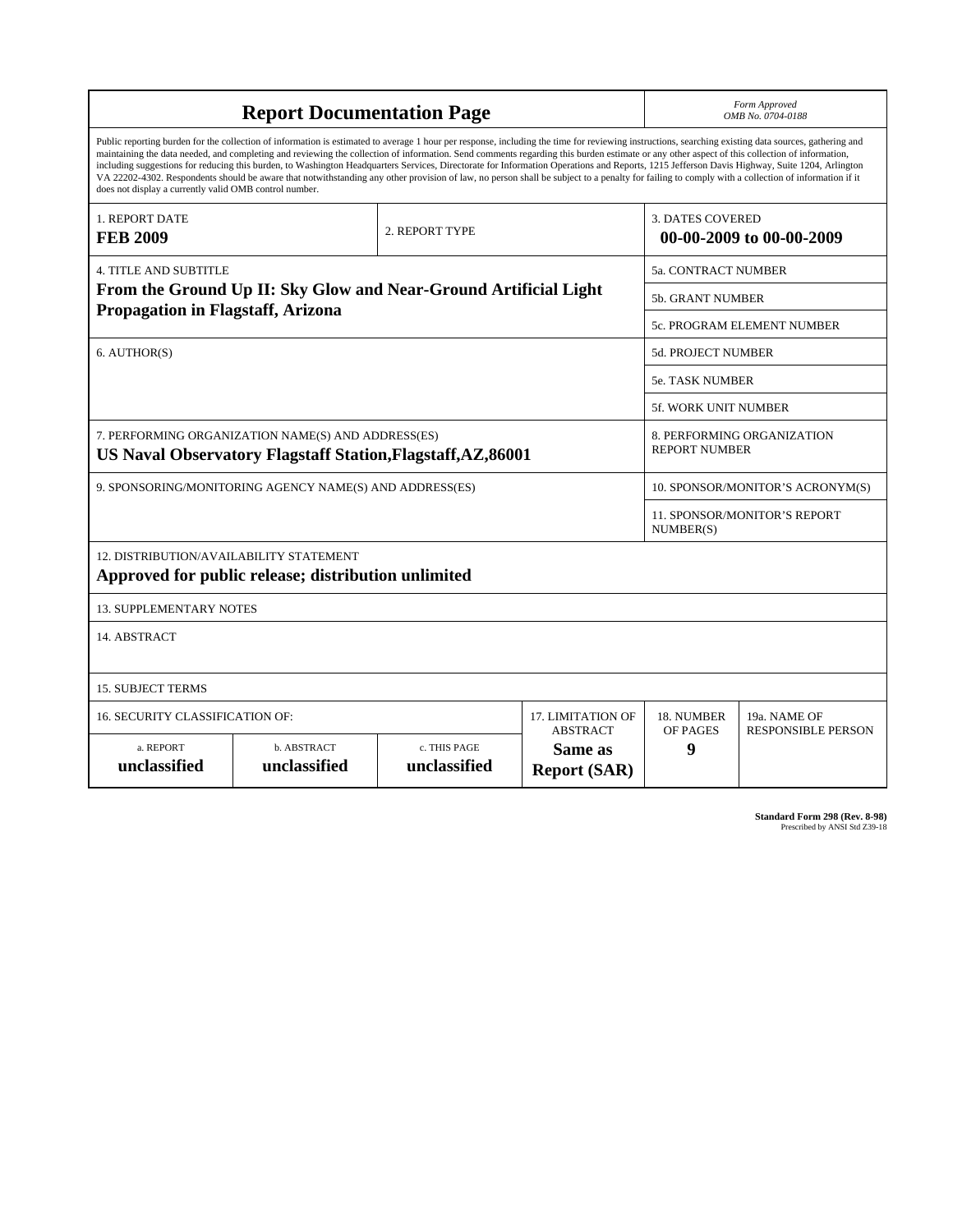| **Report Documentation Page** | | | | | *Form Approved* *OMB No. 0704-0188* |
|---|---|---|---|---|---|
| Public reporting burden for the collection of information is estimated to average 1 hour per response, including the time for reviewing instructions, searching existing data sources, gathering and maintaining the data needed, and completing and reviewing the collection of information. Send comments regarding this burden estimate or any other aspect of this collection of information, including suggestions for reducing this burden, to Washington Headquarters Services, Directorate for Information Operations and Reports, 1215 Jefferson Davis Highway, Suite 1204, Arlington VA 22202-4302. Respondents should be aware that notwithstanding any other provision of law, no person shall be subject to a penalty for failing to comply with a collection of information if it does not display a currently valid OMB control number. | | | | | |
| 1. REPORT DATE **FEB 2009** | | 2. REPORT TYPE | | 3. DATES COVERED **00-00-2009 to 00-00-2009** | |
| 4. TITLE AND SUBTITLE **From the Ground Up II: Sky Glow and Near-Ground Artificial Light Propagation in Flagstaff, Arizona** | | | | 5a. CONTRACT NUMBER | |
| | | | | 5b. GRANT NUMBER | |
| | | | | 5c. PROGRAM ELEMENT NUMBER | |
| 6. AUTHOR(S) | | | | 5d. PROJECT NUMBER | |
| | | | | 5e. TASK NUMBER | |
| | | | | 5f. WORK UNIT NUMBER | |
| 7. PERFORMING ORGANIZATION NAME(S) AND ADDRESS(ES) **US Naval Observatory Flagstaff Station,Flagstaff,AZ,86001** | | | | 8. PERFORMING ORGANIZATION REPORT NUMBER | |
| 9. SPONSORING/MONITORING AGENCY NAME(S) AND ADDRESS(ES) | | | | 10. SPONSOR/MONITOR'S ACRONYM(S) | |
| | | | | 11. SPONSOR/MONITOR'S REPORT NUMBER(S) | |
| 12. DISTRIBUTION/AVAILABILITY STATEMENT **Approved for public release; distribution unlimited** | | | | | |
| 13. SUPPLEMENTARY NOTES | | | | | |
| 14. ABSTRACT | | | | | |
| 15. SUBJECT TERMS | | | | | |
| 16. SECURITY CLASSIFICATION OF: | | | 17. LIMITATION OF ABSTRACT | 18. NUMBER OF PAGES | 19a. NAME OF RESPONSIBLE PERSON |
| a. REPORT **unclassified** | b. ABSTRACT **unclassified** | c. THIS PAGE **unclassified** | **Same as Report (SAR)** | **9** | |

**Standard Form 298 (Rev. 8-98)**
Prescribed by ANSI Std Z39-18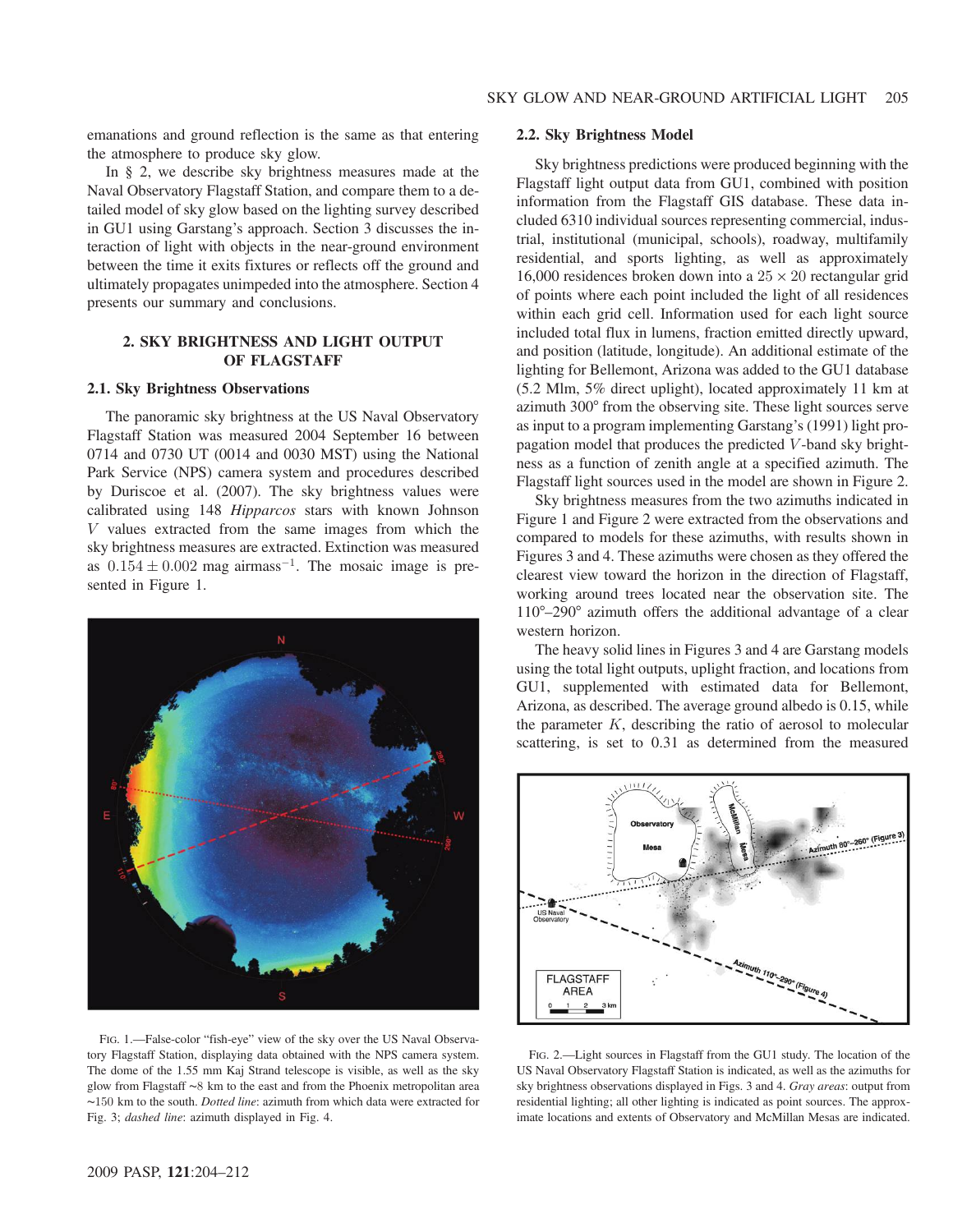emanations and ground reflection is the same as that entering the atmosphere to produce sky glow.

In § 2, we describe sky brightness measures made at the Naval Observatory Flagstaff Station, and compare them to a detailed model of sky glow based on the lighting survey described in GU1 using Garstang's approach. Section 3 discusses the interaction of light with objects in the near-ground environment between the time it exits fixtures or reflects off the ground and ultimately propagates unimpeded into the atmosphere. Section 4 presents our summary and conclusions.

## 2. SKY BRIGHTNESS AND LIGHT OUTPUT OF FLAGSTAFF

### 2.1. Sky Brightness Observations

The panoramic sky brightness at the US Naval Observatory Flagstaff Station was measured 2004 September 16 between 0714 and 0730 UT (0014 and 0030 MST) using the National Park Service (NPS) camera system and procedures described by Duriscoe et al. (2007). The sky brightness values were calibrated using 148 *Hipparcos* stars with known Johnson $V$ values extracted from the same images from which the sky brightness measures are extracted. Extinction was measured as $0.154 \pm 0.002$ mag airmass$^{-1}$. The mosaic image is presented in Figure 1.

FIG. 1.—False-color "fish-eye" view of the sky over the US Naval Observatory Flagstaff Station, displaying data obtained with the NPS camera system. The dome of the 1.55 mm Kaj Strand telescope is visible, as well as the sky glow from Flagstaff ~8 km to the east and from the Phoenix metropolitan area ~150 km to the south. *Dotted line*: azimuth from which data were extracted for Fig. 3; *dashed line*: azimuth displayed in Fig. 4.

### 2.2. Sky Brightness Model

Sky brightness predictions were produced beginning with the Flagstaff light output data from GU1, combined with position information from the Flagstaff GIS database. These data included 6310 individual sources representing commercial, industrial, institutional (municipal, schools), roadway, multifamily residential, and sports lighting, as well as approximately 16,000 residences broken down into a $25 \times 20$ rectangular grid of points where each point included the light of all residences within each grid cell. Information used for each light source included total flux in lumens, fraction emitted directly upward, and position (latitude, longitude). An additional estimate of the lighting for Bellemont, Arizona was added to the GU1 database (5.2 Mlm, 5% direct uplight), located approximately 11 km at azimuth 300° from the observing site. These light sources serve as input to a program implementing Garstang's (1991) light propagation model that produces the predicted $V$-band sky brightness as a function of zenith angle at a specified azimuth. The Flagstaff light sources used in the model are shown in Figure 2.

Sky brightness measures from the two azimuths indicated in Figure 1 and Figure 2 were extracted from the observations and compared to models for these azimuths, with results shown in Figures 3 and 4. These azimuths were chosen as they offered the clearest view toward the horizon in the direction of Flagstaff, working around trees located near the observation site. The 110°–290° azimuth offers the additional advantage of a clear western horizon.

The heavy solid lines in Figures 3 and 4 are Garstang models using the total light outputs, uplight fraction, and locations from GU1, supplemented with estimated data for Bellemont, Arizona, as described. The average ground albedo is 0.15, while the parameter $K$, describing the ratio of aerosol to molecular scattering, is set to 0.31 as determined from the measured

FIG. 2.—Light sources in Flagstaff from the GU1 study. The location of the US Naval Observatory Flagstaff Station is indicated, as well as the azimuths for sky brightness observations displayed in Figs. 3 and 4. *Gray areas*: output from residential lighting; all other lighting is indicated as point sources. The approximate locations and extents of Observatory and McMillan Mesas are indicated.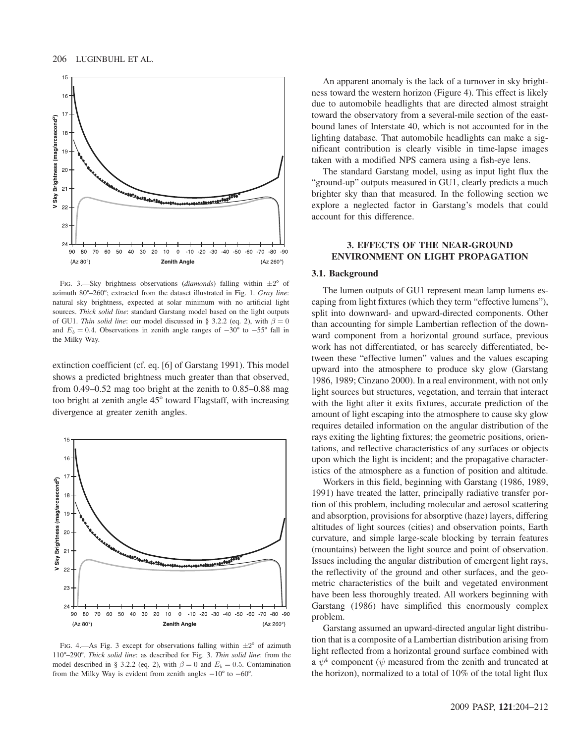FIG. 3.—Sky brightness observations (*diamonds*) falling within $\pm 2°$ of azimuth 80°–260°; extracted from the dataset illustrated in Fig. 1. *Gray line*: natural sky brightness, expected at solar minimum with no artificial light sources. *Thick solid line*: standard Garstang model based on the light outputs of GU1. *Thin solid line*: our model discussed in § 3.2.2 (eq. 2), with $\beta = 0$ and $E_b = 0.4$. Observations in zenith angle ranges of $-30°$ to $-55°$ fall in the Milky Way.

extinction coefficient (cf. eq. [6] of Garstang 1991). This model shows a predicted brightness much greater than that observed, from 0.49–0.52 mag too bright at the zenith to 0.85–0.88 mag too bright at zenith angle 45° toward Flagstaff, with increasing divergence at greater zenith angles.

FIG. 4.—As Fig. 3 except for observations falling within $\pm 2°$ of azimuth 110°–290°. *Thick solid line*: from the model described in § 3.2.2 (eq. 2), with $\beta = 0$ and $E_b = 0.5$. Contamination from the Milky Way is evident from zenith angles $-10°$ to $-60°$.

An apparent anomaly is the lack of a turnover in sky brightness toward the western horizon (Figure 4). This effect is likely due to automobile headlights that are directed almost straight toward the observatory from a several-mile section of the eastbound lanes of Interstate 40, which is not accounted for in the lighting database. That automobile headlights can make a significant contribution is clearly visible in time-lapse images taken with a modified NPS camera using a fish-eye lens.

The standard Garstang model, using as input light flux the "ground-up" outputs measured in GU1, clearly predicts a much brighter sky than that measured. In the following section we explore a neglected factor in Garstang's models that could account for this difference.

## 3. EFFECTS OF THE NEAR-GROUND ENVIRONMENT ON LIGHT PROPAGATION

### 3.1. Background

The lumen outputs of GU1 represent mean lamp lumens escaping from light fixtures (which they term "effective lumens"), split into downward- and upward-directed components. Other than accounting for simple Lambertian reflection of the downward component from a horizontal ground surface, previous work has not differentiated, or has scarcely differentiated, between these "effective lumen" values and the values escaping upward into the atmosphere to produce sky glow (Garstang 1986, 1989; Cinzano 2000). In a real environment, with not only light sources but structures, vegetation, and terrain that interact with the light after it exits fixtures, accurate prediction of the amount of light escaping into the atmosphere to cause sky glow requires detailed information on the angular distribution of the rays exiting the lighting fixtures; the geometric positions, orientations, and reflective characteristics of any surfaces or objects upon which the light is incident; and the propagative characteristics of the atmosphere as a function of position and altitude.

Workers in this field, beginning with Garstang (1986, 1989, 1991) have treated the latter, principally radiative transfer portion of this problem, including molecular and aerosol scattering and absorption, provisions for absorptive (haze) layers, differing altitudes of light sources (cities) and observation points, Earth curvature, and simple large-scale blocking by terrain features (mountains) between the light source and point of observation. Issues including the angular distribution of emergent light rays, the reflectivity of the ground and other surfaces, and the geometric characteristics of the built and vegetated environment have been less thoroughly treated. All workers beginning with Garstang (1986) have simplified this enormously complex problem.

Garstang assumed an upward-directed angular light distribution that is a composite of a Lambertian distribution arising from light reflected from a horizontal ground surface combined with a $\psi^4$ component ($\psi$ measured from the zenith and truncated at the horizon), normalized to a total of 10% of the total light flux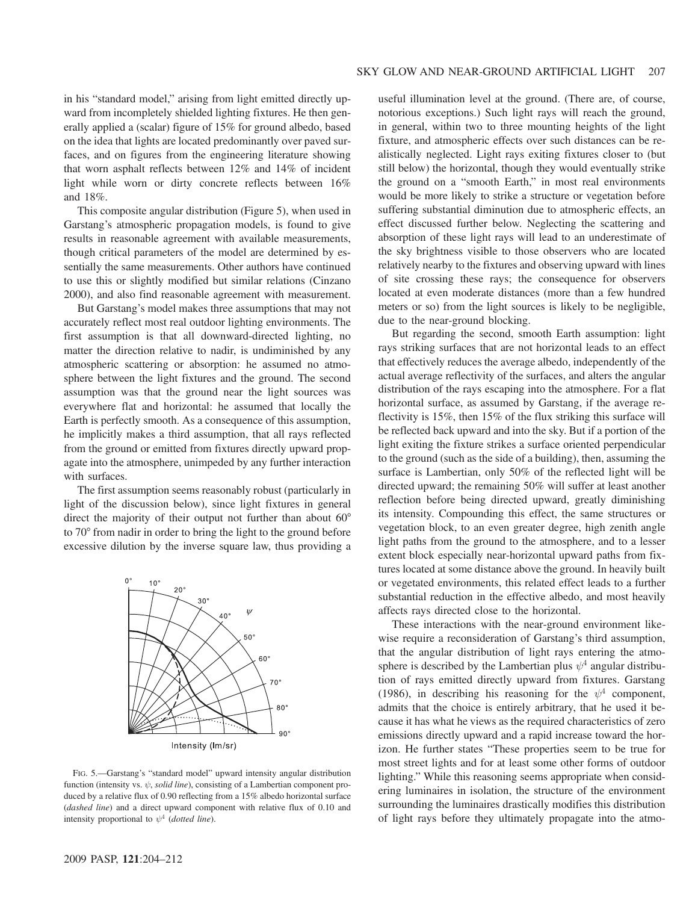in his "standard model," arising from light emitted directly upward from incompletely shielded lighting fixtures. He then generally applied a (scalar) figure of 15% for ground albedo, based on the idea that lights are located predominantly over paved surfaces, and on figures from the engineering literature showing that worn asphalt reflects between 12% and 14% of incident light while worn or dirty concrete reflects between 16% and 18%.

This composite angular distribution (Figure 5), when used in Garstang's atmospheric propagation models, is found to give results in reasonable agreement with available measurements, though critical parameters of the model are determined by essentially the same measurements. Other authors have continued to use this or slightly modified but similar relations (Cinzano 2000), and also find reasonable agreement with measurement.

But Garstang's model makes three assumptions that may not accurately reflect most real outdoor lighting environments. The first assumption is that all downward-directed lighting, no matter the direction relative to nadir, is undiminished by any atmospheric scattering or absorption: he assumed no atmosphere between the light fixtures and the ground. The second assumption was that the ground near the light sources was everywhere flat and horizontal: he assumed that locally the Earth is perfectly smooth. As a consequence of this assumption, he implicitly makes a third assumption, that all rays reflected from the ground or emitted from fixtures directly upward propagate into the atmosphere, unimpeded by any further interaction with surfaces.

The first assumption seems reasonably robust (particularly in light of the discussion below), since light fixtures in general direct the majority of their output not further than about 60° to 70° from nadir in order to bring the light to the ground before excessive dilution by the inverse square law, thus providing a useful illumination level at the ground. (There are, of course, notorious exceptions.) Such light rays will reach the ground, in general, within two to three mounting heights of the light fixture, and atmospheric effects over such distances can be realistically neglected. Light rays exiting fixtures closer to (but still below) the horizontal, though they would eventually strike the ground on a "smooth Earth," in most real environments would be more likely to strike a structure or vegetation before suffering substantial diminution due to atmospheric effects, an effect discussed further below. Neglecting the scattering and absorption of these light rays will lead to an underestimate of the sky brightness visible to those observers who are located relatively nearby to the fixtures and observing upward with lines of site crossing these rays; the consequence for observers located at even moderate distances (more than a few hundred meters or so) from the light sources is likely to be negligible, due to the near-ground blocking.

But regarding the second, smooth Earth assumption: light rays striking surfaces that are not horizontal leads to an effect that effectively reduces the average albedo, independently of the actual average reflectivity of the surfaces, and alters the angular distribution of the rays escaping into the atmosphere. For a flat horizontal surface, as assumed by Garstang, if the average reflectivity is 15%, then 15% of the flux striking this surface will be reflected back upward and into the sky. But if a portion of the light exiting the fixture strikes a surface oriented perpendicular to the ground (such as the side of a building), then, assuming the surface is Lambertian, only 50% of the reflected light will be directed upward; the remaining 50% will suffer at least another reflection before being directed upward, greatly diminishing its intensity. Compounding this effect, the same structures or vegetation block, to an even greater degree, high zenith angle light paths from the ground to the atmosphere, and to a lesser extent block especially near-horizontal upward paths from fixtures located at some distance above the ground. In heavily built or vegetated environments, this related effect leads to a further substantial reduction in the effective albedo, and most heavily affects rays directed close to the horizontal.

These interactions with the near-ground environment likewise require a reconsideration of Garstang's third assumption, that the angular distribution of light rays entering the atmosphere is described by the Lambertian plus $\psi^4$ angular distribution of rays emitted directly upward from fixtures. Garstang (1986), in describing his reasoning for the $\psi^4$ component, admits that the choice is entirely arbitrary, that he used it because it has what he views as the required characteristics of zero emissions directly upward and a rapid increase toward the horizon. He further states "These properties seem to be true for most street lights and for at least some other forms of outdoor lighting." While this reasoning seems appropriate when considering luminaires in isolation, the structure of the environment surrounding the luminaires drastically modifies this distribution of light rays before they ultimately propagate into the atmo-

FIG. 5.—Garstang's "standard model" upward intensity angular distribution function (intensity vs. $\psi$, *solid line*), consisting of a Lambertian component produced by a relative flux of 0.90 reflecting from a 15% albedo horizontal surface (*dashed line*) and a direct upward component with relative flux of 0.10 and intensity proportional to $\psi^4$ (*dotted line*).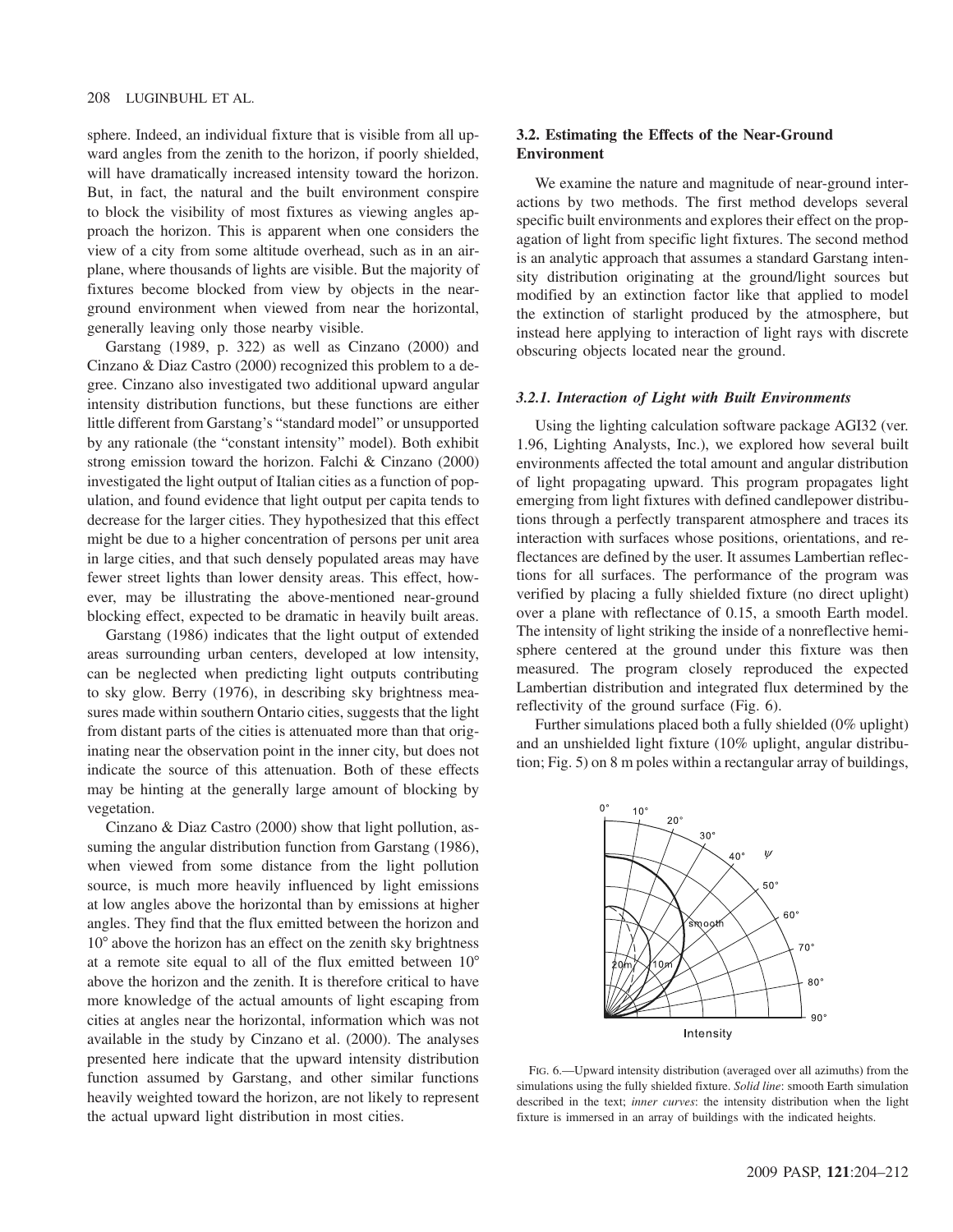sphere. Indeed, an individual fixture that is visible from all upward angles from the zenith to the horizon, if poorly shielded, will have dramatically increased intensity toward the horizon. But, in fact, the natural and the built environment conspire to block the visibility of most fixtures as viewing angles approach the horizon. This is apparent when one considers the view of a city from some altitude overhead, such as in an airplane, where thousands of lights are visible. But the majority of fixtures become blocked from view by objects in the near-ground environment when viewed from near the horizontal, generally leaving only those nearby visible.

Garstang (1989, p. 322) as well as Cinzano (2000) and Cinzano & Diaz Castro (2000) recognized this problem to a degree. Cinzano also investigated two additional upward angular intensity distribution functions, but these functions are either little different from Garstang's "standard model" or unsupported by any rationale (the "constant intensity" model). Both exhibit strong emission toward the horizon. Falchi & Cinzano (2000) investigated the light output of Italian cities as a function of population, and found evidence that light output per capita tends to decrease for the larger cities. They hypothesized that this effect might be due to a higher concentration of persons per unit area in large cities, and that such densely populated areas may have fewer street lights than lower density areas. This effect, however, may be illustrating the above-mentioned near-ground blocking effect, expected to be dramatic in heavily built areas.

Garstang (1986) indicates that the light output of extended areas surrounding urban centers, developed at low intensity, can be neglected when predicting light outputs contributing to sky glow. Berry (1976), in describing sky brightness measures made within southern Ontario cities, suggests that the light from distant parts of the cities is attenuated more than that originating near the observation point in the inner city, but does not indicate the source of this attenuation. Both of these effects may be hinting at the generally large amount of blocking by vegetation.

Cinzano & Diaz Castro (2000) show that light pollution, assuming the angular distribution function from Garstang (1986), when viewed from some distance from the light pollution source, is much more heavily influenced by light emissions at low angles above the horizontal than by emissions at higher angles. They find that the flux emitted between the horizon and 10° above the horizon has an effect on the zenith sky brightness at a remote site equal to all of the flux emitted between 10° above the horizon and the zenith. It is therefore critical to have more knowledge of the actual amounts of light escaping from cities at angles near the horizontal, information which was not available in the study by Cinzano et al. (2000). The analyses presented here indicate that the upward intensity distribution function assumed by Garstang, and other similar functions heavily weighted toward the horizon, are not likely to represent the actual upward light distribution in most cities.

### 3.2. Estimating the Effects of the Near-Ground Environment

We examine the nature and magnitude of near-ground interactions by two methods. The first method develops several specific built environments and explores their effect on the propagation of light from specific light fixtures. The second method is an analytic approach that assumes a standard Garstang intensity distribution originating at the ground/light sources but modified by an extinction factor like that applied to model the extinction of starlight produced by the atmosphere, but instead here applying to interaction of light rays with discrete obscuring objects located near the ground.

#### *3.2.1. Interaction of Light with Built Environments*

Using the lighting calculation software package AGI32 (ver. 1.96, Lighting Analysts, Inc.), we explored how several built environments affected the total amount and angular distribution of light propagating upward. This program propagates light emerging from light fixtures with defined candlepower distributions through a perfectly transparent atmosphere and traces its interaction with surfaces whose positions, orientations, and reflectances are defined by the user. It assumes Lambertian reflections for all surfaces. The performance of the program was verified by placing a fully shielded fixture (no direct uplight) over a plane with reflectance of 0.15, a smooth Earth model. The intensity of light striking the inside of a nonreflective hemisphere centered at the ground under this fixture was then measured. The program closely reproduced the expected Lambertian distribution and integrated flux determined by the reflectivity of the ground surface (Fig. 6).

Further simulations placed both a fully shielded (0% uplight) and an unshielded light fixture (10% uplight, angular distribution; Fig. 5) on 8 m poles within a rectangular array of buildings,

FIG. 6.—Upward intensity distribution (averaged over all azimuths) from the simulations using the fully shielded fixture. *Solid line*: smooth Earth simulation described in the text; *inner curves*: the intensity distribution when the light fixture is immersed in an array of buildings with the indicated heights.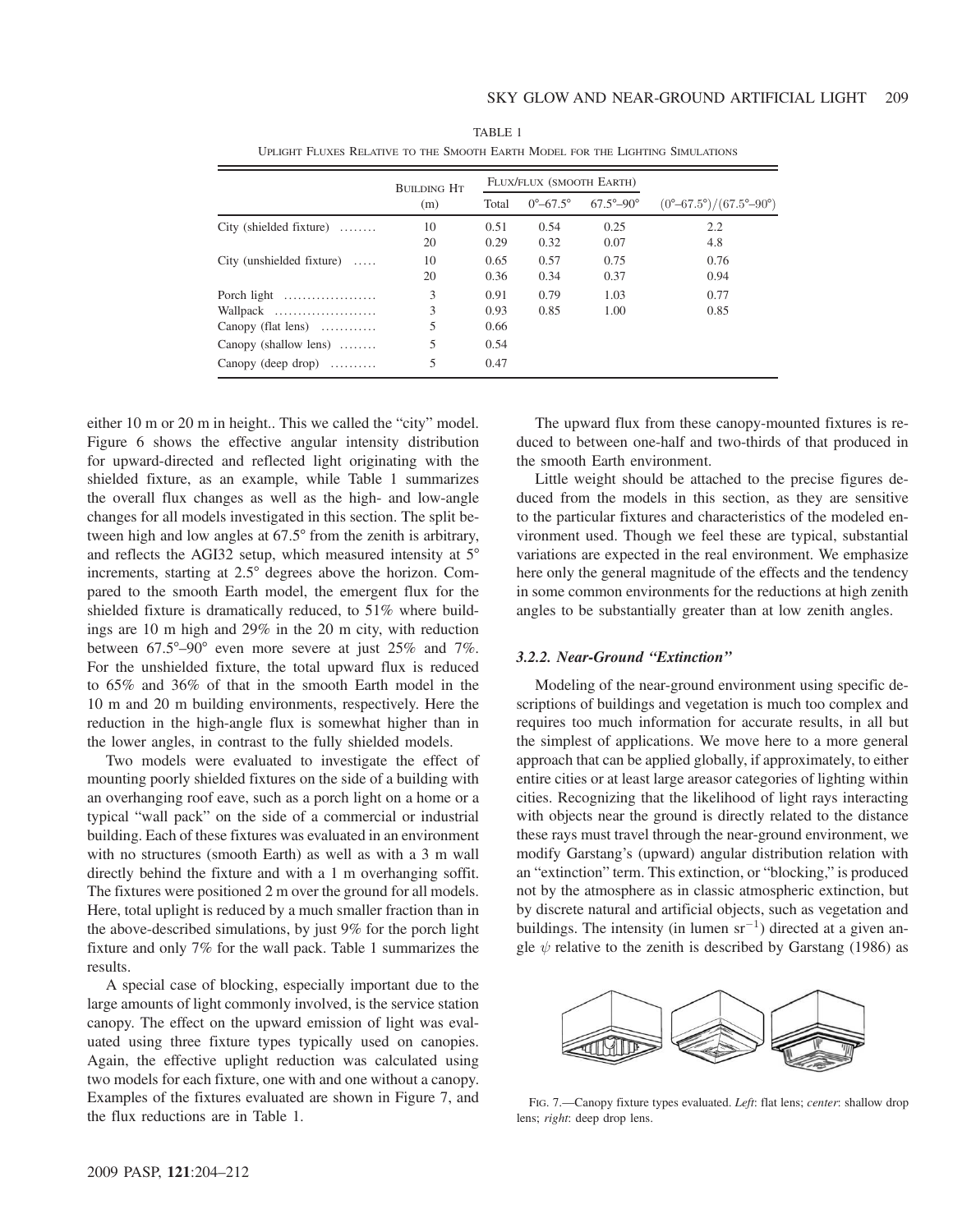TABLE 1

UPLIGHT FLUXES RELATIVE TO THE SMOOTH EARTH MODEL FOR THE LIGHTING SIMULATIONS

| | Building Ht (m) | Flux/flux (smooth Earth) | | | |
|---|---|---|---|---|---|
| | | Total | 0°–67.5° | 67.5°–90° | (0°–67.5°)/(67.5°–90°) |
| City (shielded fixture) ........ | 10 | 0.51 | 0.54 | 0.25 | 2.2 |
| | 20 | 0.29 | 0.32 | 0.07 | 4.8 |
| City (unshielded fixture) ..... | 10 | 0.65 | 0.57 | 0.75 | 0.76 |
| | 20 | 0.36 | 0.34 | 0.37 | 0.94 |
| Porch light .................... | 3 | 0.91 | 0.79 | 1.03 | 0.77 |
| Wallpack ...................... | 3 | 0.93 | 0.85 | 1.00 | 0.85 |
| Canopy (flat lens) ............ | 5 | 0.66 | | | |
| Canopy (shallow lens) ........ | 5 | 0.54 | | | |
| Canopy (deep drop) .......... | 5 | 0.47 | | | |

either 10 m or 20 m in height.. This we called the "city" model. Figure 6 shows the effective angular intensity distribution for upward-directed and reflected light originating with the shielded fixture, as an example, while Table 1 summarizes the overall flux changes as well as the high- and low-angle changes for all models investigated in this section. The split between high and low angles at 67.5° from the zenith is arbitrary, and reflects the AGI32 setup, which measured intensity at 5° increments, starting at 2.5° degrees above the horizon. Compared to the smooth Earth model, the emergent flux for the shielded fixture is dramatically reduced, to 51% where buildings are 10 m high and 29% in the 20 m city, with reduction between 67.5°–90° even more severe at just 25% and 7%. For the unshielded fixture, the total upward flux is reduced to 65% and 36% of that in the smooth Earth model in the 10 m and 20 m building environments, respectively. Here the reduction in the high-angle flux is somewhat higher than in the lower angles, in contrast to the fully shielded models.

Two models were evaluated to investigate the effect of mounting poorly shielded fixtures on the side of a building with an overhanging roof eave, such as a porch light on a home or a typical "wall pack" on the side of a commercial or industrial building. Each of these fixtures was evaluated in an environment with no structures (smooth Earth) as well as with a 3 m wall directly behind the fixture and with a 1 m overhanging soffit. The fixtures were positioned 2 m over the ground for all models. Here, total uplight is reduced by a much smaller fraction than in the above-described simulations, by just 9% for the porch light fixture and only 7% for the wall pack. Table 1 summarizes the results.

A special case of blocking, especially important due to the large amounts of light commonly involved, is the service station canopy. The effect on the upward emission of light was evaluated using three fixture types typically used on canopies. Again, the effective uplight reduction was calculated using two models for each fixture, one with and one without a canopy. Examples of the fixtures evaluated are shown in Figure 7, and the flux reductions are in Table 1.

The upward flux from these canopy-mounted fixtures is reduced to between one-half and two-thirds of that produced in the smooth Earth environment.

Little weight should be attached to the precise figures deduced from the models in this section, as they are sensitive to the particular fixtures and characteristics of the modeled environment used. Though we feel these are typical, substantial variations are expected in the real environment. We emphasize here only the general magnitude of the effects and the tendency in some common environments for the reductions at high zenith angles to be substantially greater than at low zenith angles.

### *3.2.2. Near-Ground "Extinction"*

Modeling of the near-ground environment using specific descriptions of buildings and vegetation is much too complex and requires too much information for accurate results, in all but the simplest of applications. We move here to a more general approach that can be applied globally, if approximately, to either entire cities or at least large areasor categories of lighting within cities. Recognizing that the likelihood of light rays interacting with objects near the ground is directly related to the distance these rays must travel through the near-ground environment, we modify Garstang's (upward) angular distribution relation with an "extinction" term. This extinction, or "blocking," is produced not by the atmosphere as in classic atmospheric extinction, but by discrete natural and artificial objects, such as vegetation and buildings. The intensity (in lumen $\mathrm{sr}^{-1}$) directed at a given angle $\psi$ relative to the zenith is described by Garstang (1986) as

FIG. 7.—Canopy fixture types evaluated. *Left*: flat lens; *center*: shallow drop lens; *right*: deep drop lens.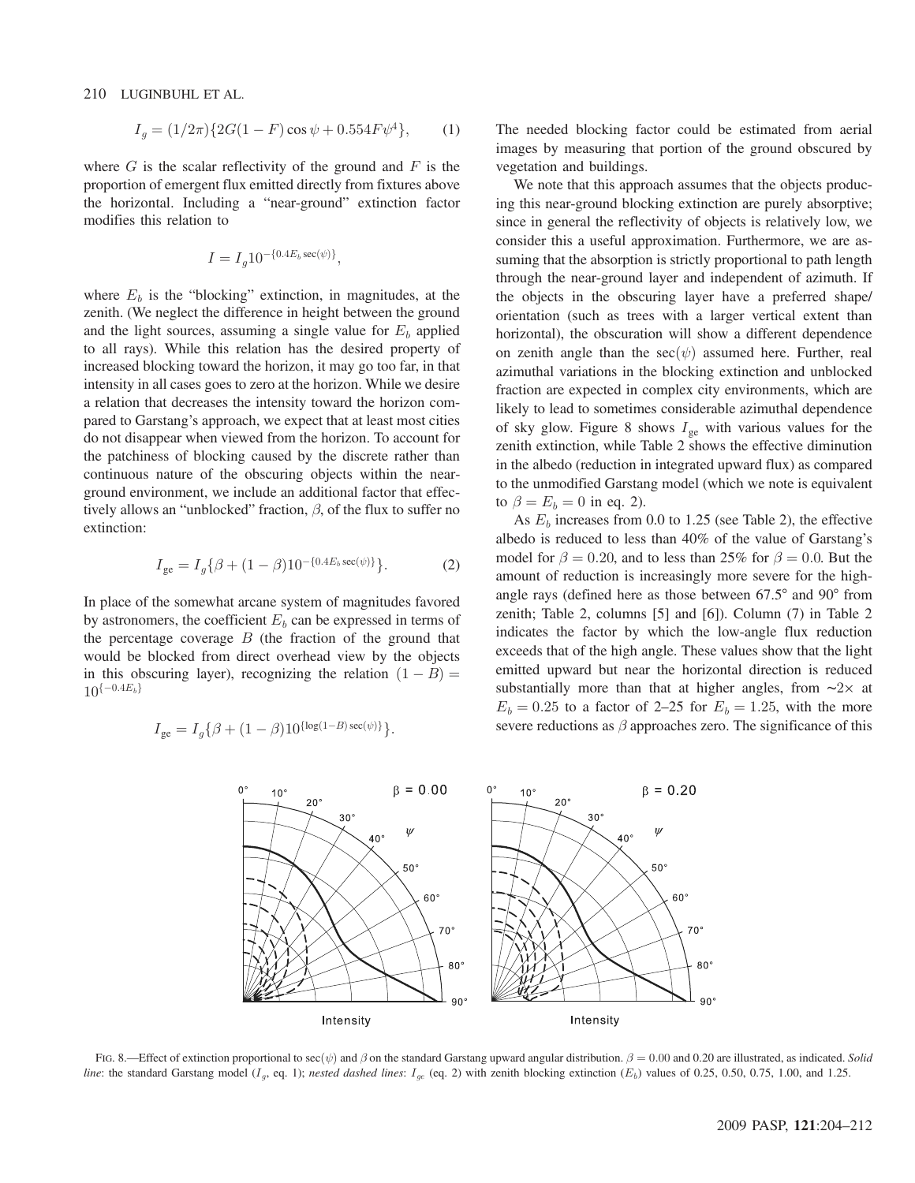$$I_g = (1/2\pi)\{2G(1 - F)\cos\psi + 0.554F\psi^4\}, \qquad (1)$$

where $G$ is the scalar reflectivity of the ground and $F$ is the proportion of emergent flux emitted directly from fixtures above the horizontal. Including a "near-ground" extinction factor modifies this relation to

$$I = I_g 10^{-\{0.4E_b \sec(\psi)\}},$$

where $E_b$ is the "blocking" extinction, in magnitudes, at the zenith. (We neglect the difference in height between the ground and the light sources, assuming a single value for $E_b$ applied to all rays). While this relation has the desired property of increased blocking toward the horizon, it may go too far, in that intensity in all cases goes to zero at the horizon. While we desire a relation that decreases the intensity toward the horizon compared to Garstang's approach, we expect that at least most cities do not disappear when viewed from the horizon. To account for the patchiness of blocking caused by the discrete rather than continuous nature of the obscuring objects within the near-ground environment, we include an additional factor that effectively allows an "unblocked" fraction, $\beta$, of the flux to suffer no extinction:

$$I_{\rm ge} = I_g\{\beta + (1 - \beta)10^{-\{0.4E_b \sec(\psi)\}}\}. \qquad (2)$$

In place of the somewhat arcane system of magnitudes favored by astronomers, the coefficient $E_b$ can be expressed in terms of the percentage coverage $B$ (the fraction of the ground that would be blocked from direct overhead view by the objects in this obscuring layer), recognizing the relation $(1 - B) = 10^{\{-0.4E_b\}}$

$$I_{\rm ge} = I_g\{\beta + (1 - \beta)10^{\{\log(1-B)\sec(\psi)\}}\}.$$

The needed blocking factor could be estimated from aerial images by measuring that portion of the ground obscured by vegetation and buildings.

We note that this approach assumes that the objects producing this near-ground blocking extinction are purely absorptive; since in general the reflectivity of objects is relatively low, we consider this a useful approximation. Furthermore, we are assuming that the absorption is strictly proportional to path length through the near-ground layer and independent of azimuth. If the objects in the obscuring layer have a preferred shape/orientation (such as trees with a larger vertical extent than horizontal), the obscuration will show a different dependence on zenith angle than the $\sec(\psi)$ assumed here. Further, real azimuthal variations in the blocking extinction and unblocked fraction are expected in complex city environments, which are likely to lead to sometimes considerable azimuthal dependence of sky glow. Figure 8 shows $I_{\rm ge}$ with various values for the zenith extinction, while Table 2 shows the effective diminution in the albedo (reduction in integrated upward flux) as compared to the unmodified Garstang model (which we note is equivalent to $\beta = E_b = 0$ in eq. 2).

As $E_b$ increases from 0.0 to 1.25 (see Table 2), the effective albedo is reduced to less than 40% of the value of Garstang's model for $\beta = 0.20$, and to less than 25% for $\beta = 0.0$. But the amount of reduction is increasingly more severe for the high-angle rays (defined here as those between 67.5° and 90° from zenith; Table 2, columns [5] and [6]). Column (7) in Table 2 indicates the factor by which the low-angle flux reduction exceeds that of the high angle. These values show that the light emitted upward but near the horizontal direction is reduced substantially more than that at higher angles, from ~2× at $E_b = 0.25$ to a factor of 2–25 for $E_b = 1.25$, with the more severe reductions as $\beta$ approaches zero. The significance of this

FIG. 8.—Effect of extinction proportional to $\sec(\psi)$ and $\beta$ on the standard Garstang upward angular distribution. $\beta = 0.00$ and 0.20 are illustrated, as indicated. *Solid line*: the standard Garstang model ($I_g$, eq. 1); *nested dashed lines*: $I_{ge}$ (eq. 2) with zenith blocking extinction ($E_b$) values of 0.25, 0.50, 0.75, 1.00, and 1.25.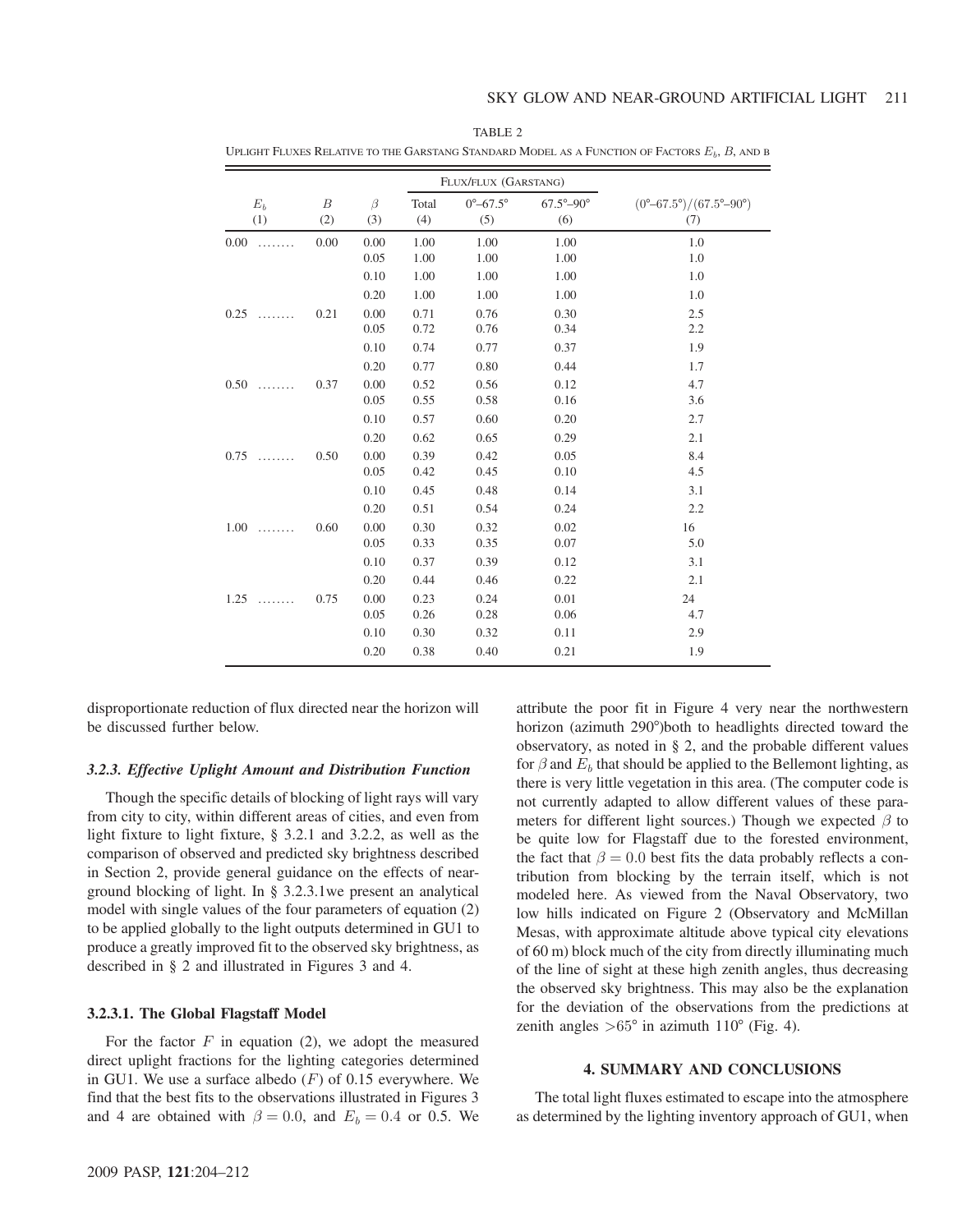TABLE 2

UPLIGHT FLUXES RELATIVE TO THE GARSTANG STANDARD MODEL AS A FUNCTION OF FACTORS $E_b$, $B$, AND β

| | | | FLUX/FLUX (GARSTANG) | | | |
|---|---|---|---|---|---|---|
| $E_b$ (1) | $B$ (2) | $\beta$ (3) | Total (4) | 0°–67.5° (5) | 67.5°–90° (6) | (0°–67.5°)/(67.5°–90°) (7) |
| 0.00 ........ | 0.00 | 0.00 | 1.00 | 1.00 | 1.00 | 1.0 |
| | | 0.05 | 1.00 | 1.00 | 1.00 | 1.0 |
| | | 0.10 | 1.00 | 1.00 | 1.00 | 1.0 |
| | | 0.20 | 1.00 | 1.00 | 1.00 | 1.0 |
| 0.25 ........ | 0.21 | 0.00 | 0.71 | 0.76 | 0.30 | 2.5 |
| | | 0.05 | 0.72 | 0.76 | 0.34 | 2.2 |
| | | 0.10 | 0.74 | 0.77 | 0.37 | 1.9 |
| | | 0.20 | 0.77 | 0.80 | 0.44 | 1.7 |
| 0.50 ........ | 0.37 | 0.00 | 0.52 | 0.56 | 0.12 | 4.7 |
| | | 0.05 | 0.55 | 0.58 | 0.16 | 3.6 |
| | | 0.10 | 0.57 | 0.60 | 0.20 | 2.7 |
| | | 0.20 | 0.62 | 0.65 | 0.29 | 2.1 |
| 0.75 ........ | 0.50 | 0.00 | 0.39 | 0.42 | 0.05 | 8.4 |
| | | 0.05 | 0.42 | 0.45 | 0.10 | 4.5 |
| | | 0.10 | 0.45 | 0.48 | 0.14 | 3.1 |
| | | 0.20 | 0.51 | 0.54 | 0.24 | 2.2 |
| 1.00 ........ | 0.60 | 0.00 | 0.30 | 0.32 | 0.02 | 16 |
| | | 0.05 | 0.33 | 0.35 | 0.07 | 5.0 |
| | | 0.10 | 0.37 | 0.39 | 0.12 | 3.1 |
| | | 0.20 | 0.44 | 0.46 | 0.22 | 2.1 |
| 1.25 ........ | 0.75 | 0.00 | 0.23 | 0.24 | 0.01 | 24 |
| | | 0.05 | 0.26 | 0.28 | 0.06 | 4.7 |
| | | 0.10 | 0.30 | 0.32 | 0.11 | 2.9 |
| | | 0.20 | 0.38 | 0.40 | 0.21 | 1.9 |

disproportionate reduction of flux directed near the horizon will be discussed further below.

### 3.2.3. *Effective Uplight Amount and Distribution Function*

Though the specific details of blocking of light rays will vary from city to city, within different areas of cities, and even from light fixture to light fixture, § 3.2.1 and 3.2.2, as well as the comparison of observed and predicted sky brightness described in Section 2, provide general guidance on the effects of near-ground blocking of light. In § 3.2.3.1we present an analytical model with single values of the four parameters of equation (2) to be applied globally to the light outputs determined in GU1 to produce a greatly improved fit to the observed sky brightness, as described in § 2 and illustrated in Figures 3 and 4.

#### 3.2.3.1. The Global Flagstaff Model

For the factor $F$ in equation (2), we adopt the measured direct uplight fractions for the lighting categories determined in GU1. We use a surface albedo ($F$) of 0.15 everywhere. We find that the best fits to the observations illustrated in Figures 3 and 4 are obtained with $\beta = 0.0$, and $E_b = 0.4$ or 0.5. We attribute the poor fit in Figure 4 very near the northwestern horizon (azimuth 290°)both to headlights directed toward the observatory, as noted in § 2, and the probable different values for $\beta$ and $E_b$ that should be applied to the Bellemont lighting, as there is very little vegetation in this area. (The computer code is not currently adapted to allow different values of these parameters for different light sources.) Though we expected $\beta$ to be quite low for Flagstaff due to the forested environment, the fact that $\beta = 0.0$ best fits the data probably reflects a contribution from blocking by the terrain itself, which is not modeled here. As viewed from the Naval Observatory, two low hills indicated on Figure 2 (Observatory and McMillan Mesas, with approximate altitude above typical city elevations of 60 m) block much of the city from directly illuminating much of the line of sight at these high zenith angles, thus decreasing the observed sky brightness. This may also be the explanation for the deviation of the observations from the predictions at zenith angles >65° in azimuth 110° (Fig. 4).

## 4. SUMMARY AND CONCLUSIONS

The total light fluxes estimated to escape into the atmosphere as determined by the lighting inventory approach of GU1, when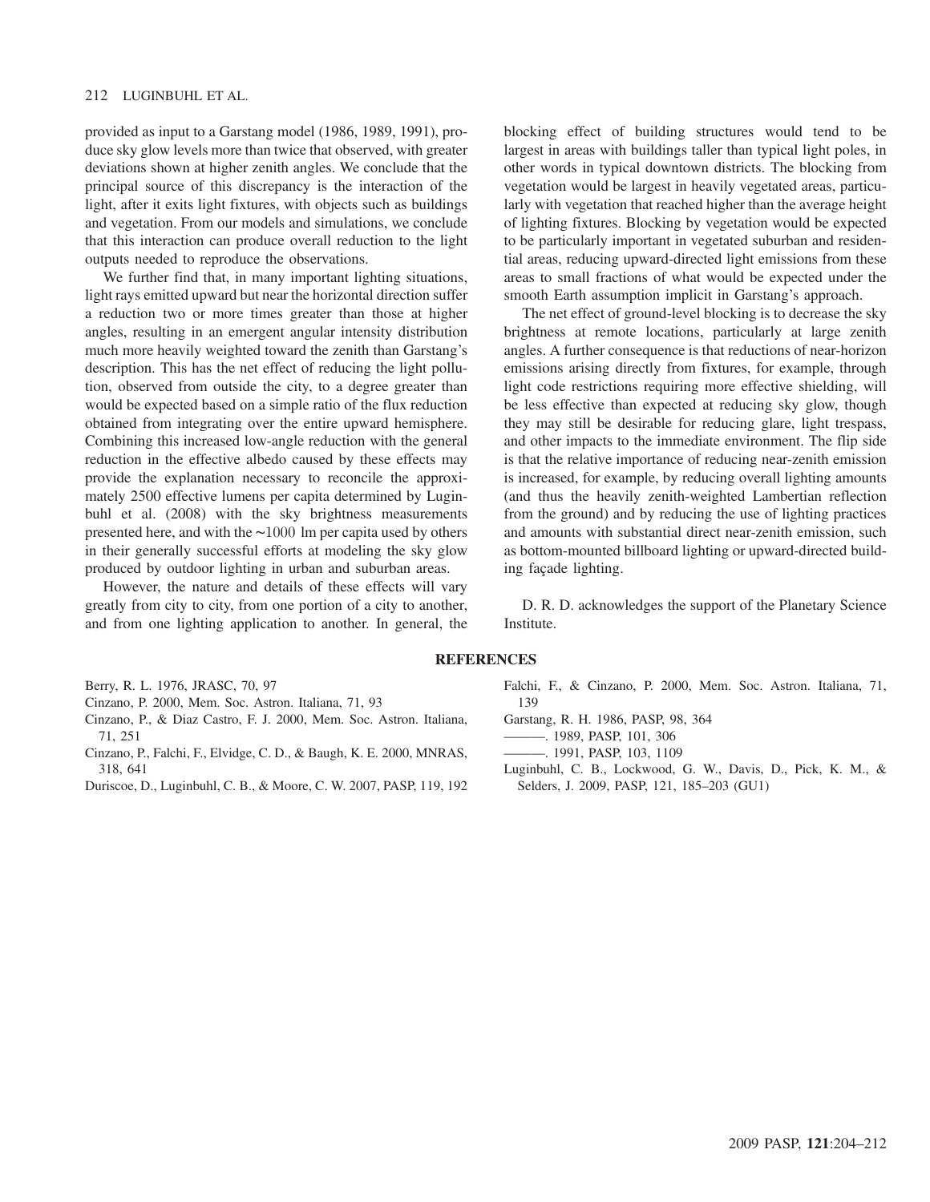provided as input to a Garstang model (1986, 1989, 1991), produce sky glow levels more than twice that observed, with greater deviations shown at higher zenith angles. We conclude that the principal source of this discrepancy is the interaction of the light, after it exits light fixtures, with objects such as buildings and vegetation. From our models and simulations, we conclude that this interaction can produce overall reduction to the light outputs needed to reproduce the observations.

We further find that, in many important lighting situations, light rays emitted upward but near the horizontal direction suffer a reduction two or more times greater than those at higher angles, resulting in an emergent angular intensity distribution much more heavily weighted toward the zenith than Garstang's description. This has the net effect of reducing the light pollution, observed from outside the city, to a degree greater than would be expected based on a simple ratio of the flux reduction obtained from integrating over the entire upward hemisphere. Combining this increased low-angle reduction with the general reduction in the effective albedo caused by these effects may provide the explanation necessary to reconcile the approximately 2500 effective lumens per capita determined by Luginbuhl et al. (2008) with the sky brightness measurements presented here, and with the $\sim 1000$ lm per capita used by others in their generally successful efforts at modeling the sky glow produced by outdoor lighting in urban and suburban areas.

However, the nature and details of these effects will vary greatly from city to city, from one portion of a city to another, and from one lighting application to another. In general, the blocking effect of building structures would tend to be largest in areas with buildings taller than typical light poles, in other words in typical downtown districts. The blocking from vegetation would be largest in heavily vegetated areas, particularly with vegetation that reached higher than the average height of lighting fixtures. Blocking by vegetation would be expected to be particularly important in vegetated suburban and residential areas, reducing upward-directed light emissions from these areas to small fractions of what would be expected under the smooth Earth assumption implicit in Garstang's approach.

The net effect of ground-level blocking is to decrease the sky brightness at remote locations, particularly at large zenith angles. A further consequence is that reductions of near-horizon emissions arising directly from fixtures, for example, through light code restrictions requiring more effective shielding, will be less effective than expected at reducing sky glow, though they may still be desirable for reducing glare, light trespass, and other impacts to the immediate environment. The flip side is that the relative importance of reducing near-zenith emission is increased, for example, by reducing overall lighting amounts (and thus the heavily zenith-weighted Lambertian reflection from the ground) and by reducing the use of lighting practices and amounts with substantial direct near-zenith emission, such as bottom-mounted billboard lighting or upward-directed building façade lighting.

D. R. D. acknowledges the support of the Planetary Science Institute.

## REFERENCES

Berry, R. L. 1976, JRASC, 70, 97

Cinzano, P. 2000, Mem. Soc. Astron. Italiana, 71, 93

Cinzano, P., & Diaz Castro, F. J. 2000, Mem. Soc. Astron. Italiana, 71, 251

Cinzano, P., Falchi, F., Elvidge, C. D., & Baugh, K. E. 2000, MNRAS, 318, 641

Duriscoe, D., Luginbuhl, C. B., & Moore, C. W. 2007, PASP, 119, 192

Falchi, F., & Cinzano, P. 2000, Mem. Soc. Astron. Italiana, 71, 139

Garstang, R. H. 1986, PASP, 98, 364

———. 1989, PASP, 101, 306

———. 1991, PASP, 103, 1109

Luginbuhl, C. B., Lockwood, G. W., Davis, D., Pick, K. M., & Selders, J. 2009, PASP, 121, 185–203 (GU1)